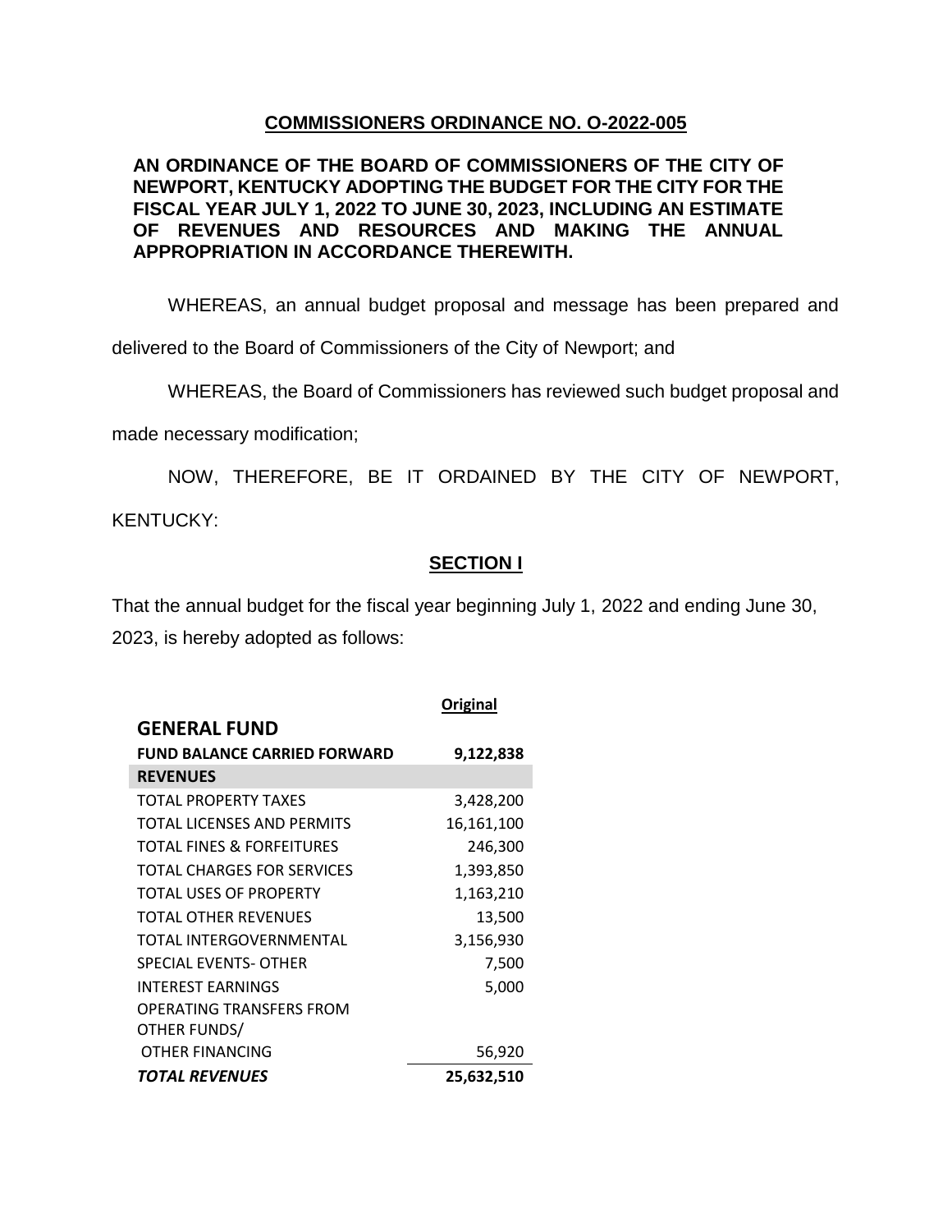**COMMISSIONERS ORDINANCE NO. O-2022-005**

**AN ORDINANCE OF THE BOARD OF COMMISSIONERS OF THE CITY OF NEWPORT, KENTUCKY ADOPTING THE BUDGET FOR THE CITY FOR THE FISCAL YEAR JULY 1, 2022 TO JUNE 30, 2023, INCLUDING AN ESTIMATE OF REVENUES AND RESOURCES AND MAKING THE ANNUAL APPROPRIATION IN ACCORDANCE THEREWITH.**

WHEREAS, an annual budget proposal and message has been prepared and delivered to the Board of Commissioners of the City of Newport; and

WHEREAS, the Board of Commissioners has reviewed such budget proposal and made necessary modification;

NOW, THEREFORE, BE IT ORDAINED BY THE CITY OF NEWPORT, KENTUCKY:

**SECTION I**

That the annual budget for the fiscal year beginning July 1, 2022 and ending June 30, 2023, is hereby adopted as follows:

| | **Original** |
|---|---|
| **GENERAL FUND** | |
| **FUND BALANCE CARRIED FORWARD** | **9,122,838** |
| **REVENUES** | |
| TOTAL PROPERTY TAXES | 3,428,200 |
| TOTAL LICENSES AND PERMITS | 16,161,100 |
| TOTAL FINES & FORFEITURES | 246,300 |
| TOTAL CHARGES FOR SERVICES | 1,393,850 |
| TOTAL USES OF PROPERTY | 1,163,210 |
| TOTAL OTHER REVENUES | 13,500 |
| TOTAL INTERGOVERNMENTAL | 3,156,930 |
| SPECIAL EVENTS- OTHER | 7,500 |
| INTEREST EARNINGS | 5,000 |
| OPERATING TRANSFERS FROM OTHER FUNDS/ OTHER FINANCING | 56,920 |
| ***TOTAL REVENUES*** | **25,632,510** |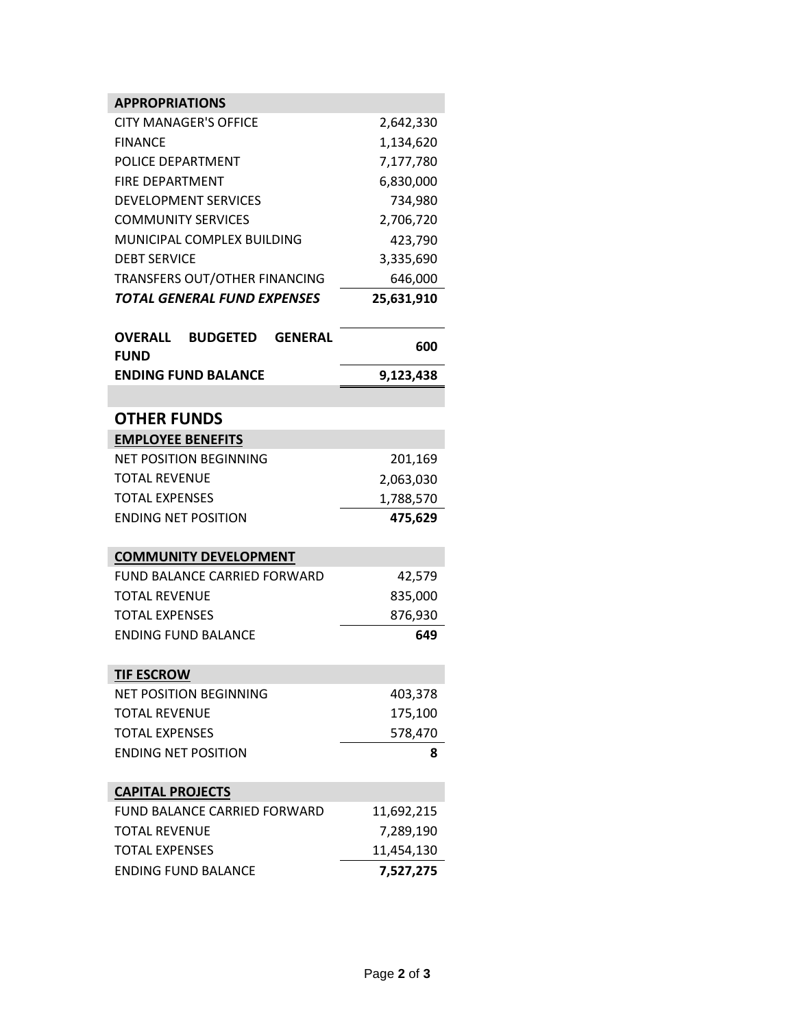| APPROPRIATIONS | |
|---|---|
| CITY MANAGER'S OFFICE | 2,642,330 |
| FINANCE | 1,134,620 |
| POLICE DEPARTMENT | 7,177,780 |
| FIRE DEPARTMENT | 6,830,000 |
| DEVELOPMENT SERVICES | 734,980 |
| COMMUNITY SERVICES | 2,706,720 |
| MUNICIPAL COMPLEX BUILDING | 423,790 |
| DEBT SERVICE | 3,335,690 |
| TRANSFERS OUT/OTHER FINANCING | 646,000 |
| ***TOTAL GENERAL FUND EXPENSES*** | **25,631,910** |

| | |
|---|---|
| **OVERALL BUDGETED GENERAL FUND** | **600** |
| **ENDING FUND BALANCE** | **9,123,438** |

## OTHER FUNDS

| EMPLOYEE BENEFITS | |
|---|---|
| NET POSITION BEGINNING | 201,169 |
| TOTAL REVENUE | 2,063,030 |
| TOTAL EXPENSES | 1,788,570 |
| ENDING NET POSITION | **475,629** |

| COMMUNITY DEVELOPMENT | |
|---|---|
| FUND BALANCE CARRIED FORWARD | 42,579 |
| TOTAL REVENUE | 835,000 |
| TOTAL EXPENSES | 876,930 |
| ENDING FUND BALANCE | **649** |

| TIF ESCROW | |
|---|---|
| NET POSITION BEGINNING | 403,378 |
| TOTAL REVENUE | 175,100 |
| TOTAL EXPENSES | 578,470 |
| ENDING NET POSITION | **8** |

| CAPITAL PROJECTS | |
|---|---|
| FUND BALANCE CARRIED FORWARD | 11,692,215 |
| TOTAL REVENUE | 7,289,190 |
| TOTAL EXPENSES | 11,454,130 |
| ENDING FUND BALANCE | **7,527,275** |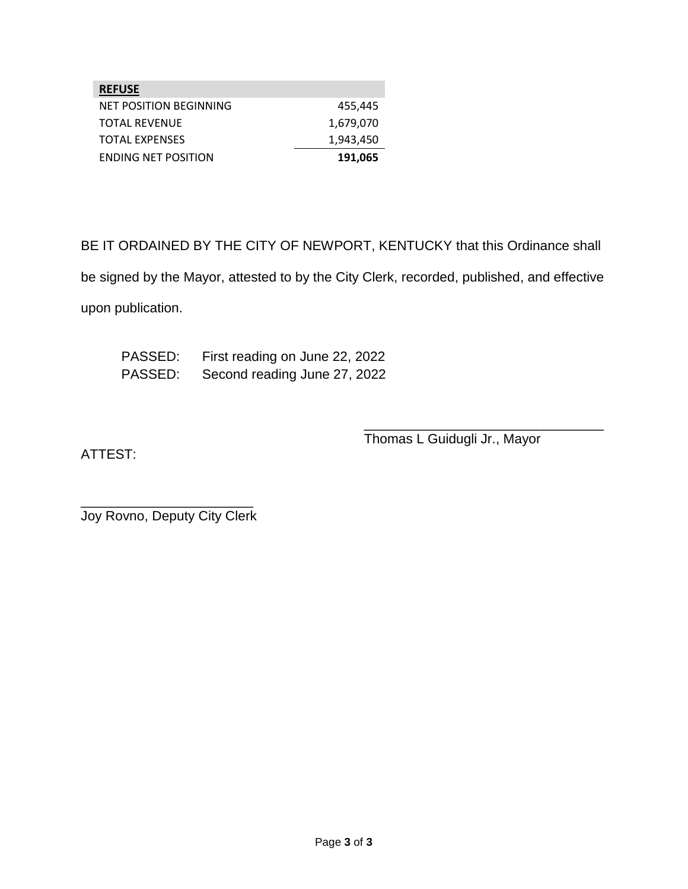| **REFUSE** | |
|---|---|
| NET POSITION BEGINNING | 455,445 |
| TOTAL REVENUE | 1,679,070 |
| TOTAL EXPENSES | 1,943,450 |
| ENDING NET POSITION | **191,065** |

BE IT ORDAINED BY THE CITY OF NEWPORT, KENTUCKY that this Ordinance shall be signed by the Mayor, attested to by the City Clerk, recorded, published, and effective upon publication.

PASSED: First reading on June 22, 2022
PASSED: Second reading June 27, 2022

_______________________________
Thomas L Guidugli Jr., Mayor

ATTEST:

_______________________
Joy Rovno, Deputy City Clerk